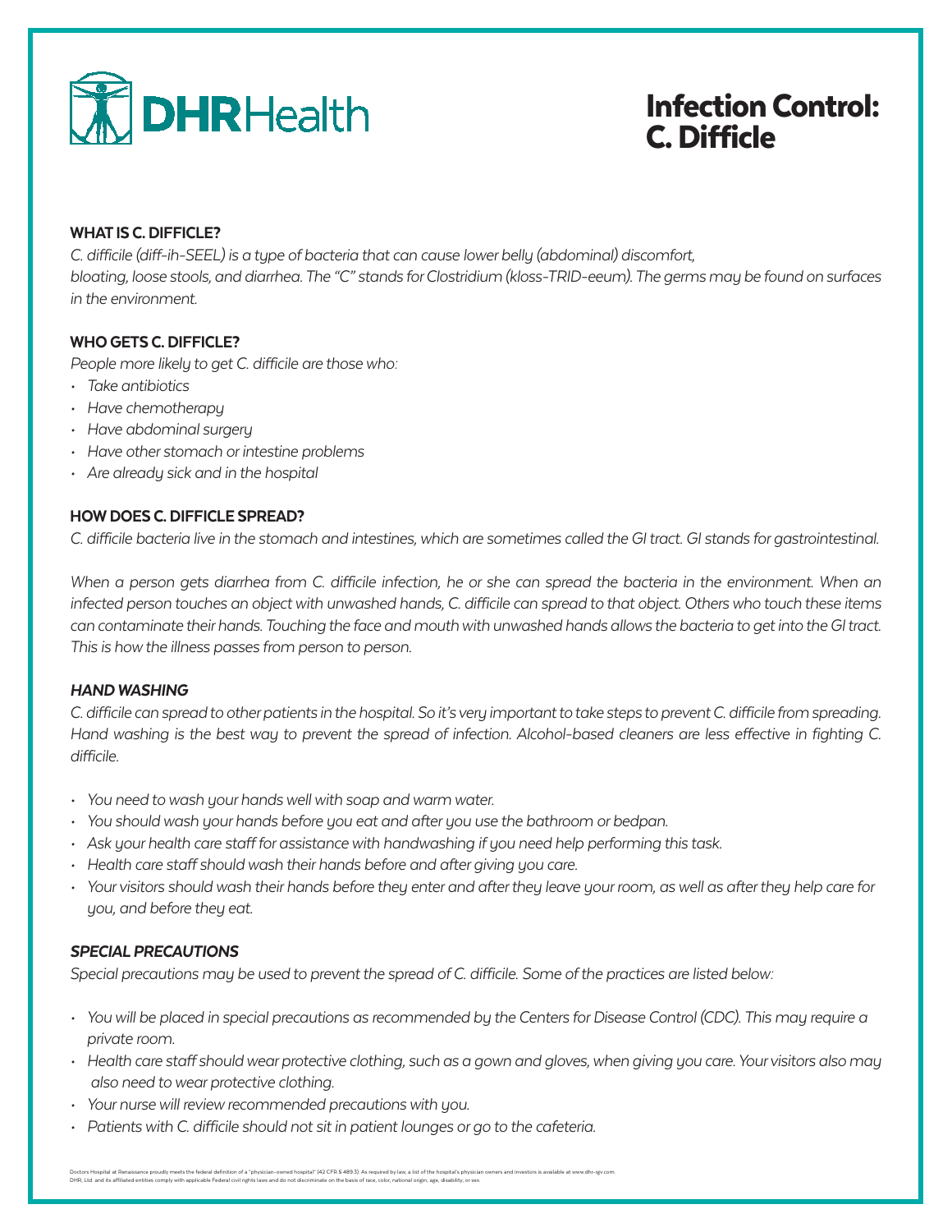DHRHealth

# Infection Control: C. Difficle

## WHAT IS C. DIFFICLE?

*C. difficile (diff-ih-SEEL) is a type of bacteria that can cause lower belly (abdominal) discomfort, bloating, loose stools, and diarrhea. The "C" stands for Clostridium (kloss-TRID-eeum). The germs may be found on surfaces in the environment.*

## WHO GETS C. DIFFICLE?

*People more likely to get C. difficile are those who:*

- *Take antibiotics*
- *Have chemotherapy*
- *Have abdominal surgery*
- *Have other stomach or intestine problems*
- *Are already sick and in the hospital*

## HOW DOES C. DIFFICLE SPREAD?

*C. difficile bacteria live in the stomach and intestines, which are sometimes called the GI tract. GI stands for gastrointestinal.*

*When a person gets diarrhea from C. difficile infection, he or she can spread the bacteria in the environment. When an infected person touches an object with unwashed hands, C. difficile can spread to that object. Others who touch these items can contaminate their hands. Touching the face and mouth with unwashed hands allows the bacteria to get into the GI tract. This is how the illness passes from person to person.*

## *HAND WASHING*

*C. difficile can spread to other patients in the hospital. So it's very important to take steps to prevent C. difficile from spreading. Hand washing is the best way to prevent the spread of infection. Alcohol-based cleaners are less effective in fighting C. difficile.*

- *You need to wash your hands well with soap and warm water.*
- *You should wash your hands before you eat and after you use the bathroom or bedpan.*
- *Ask your health care staff for assistance with handwashing if you need help performing this task.*
- *Health care staff should wash their hands before and after giving you care.*
- *Your visitors should wash their hands before they enter and after they leave your room, as well as after they help care for you, and before they eat.*

## *SPECIAL PRECAUTIONS*

*Special precautions may be used to prevent the spread of C. difficile. Some of the practices are listed below:*

- *You will be placed in special precautions as recommended by the Centers for Disease Control (CDC). This may require a private room.*
- *Health care staff should wear protective clothing, such as a gown and gloves, when giving you care. Your visitors also may also need to wear protective clothing.*
- *Your nurse will review recommended precautions with you.*
- *Patients with C. difficile should not sit in patient lounges or go to the cafeteria.*

Doctors Hospital at Renaissance proudly meets the federal definition of a "physician-owned hospital" (42 CFR § 489.3). As required by law, a list of the hospital's physician owners and investors is available at www.dhr-rgv.com.
DHR, Ltd. and its affiliated entities comply with applicable Federal civil rights laws and do not discriminate on the basis of race, color, national origin, age, disability, or sex.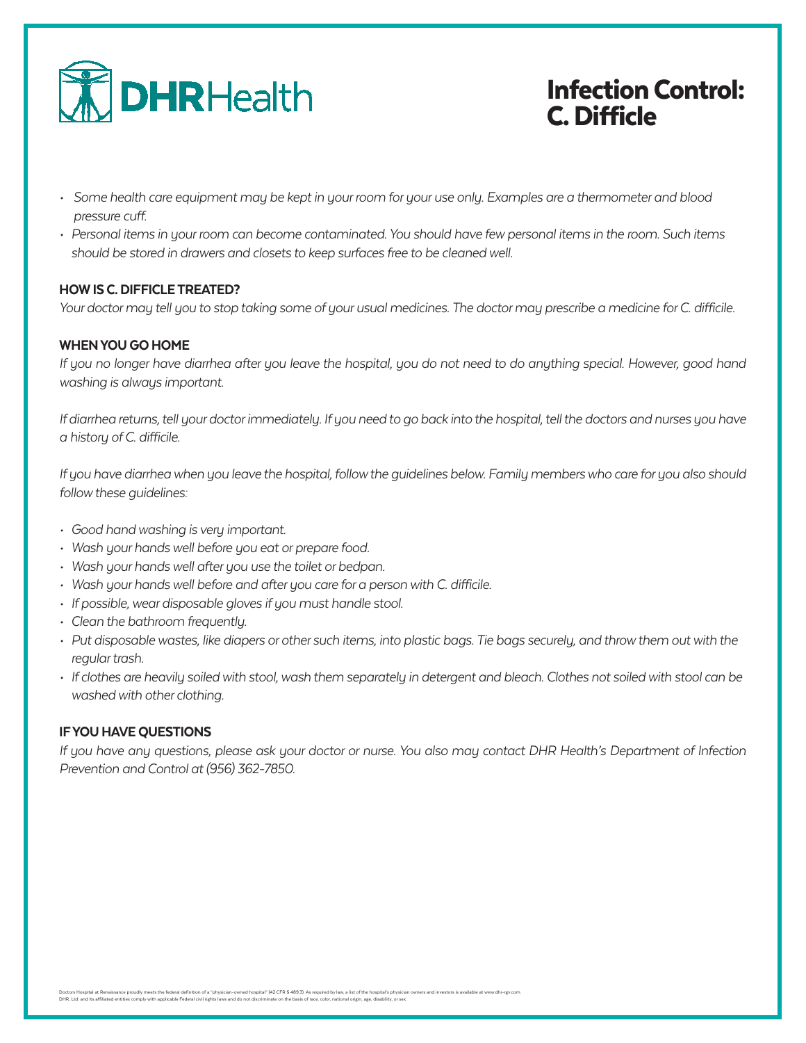# Infection Control: C. Difficle

- *Some health care equipment may be kept in your room for your use only. Examples are a thermometer and blood pressure cuff.*
- *Personal items in your room can become contaminated. You should have few personal items in the room. Such items should be stored in drawers and closets to keep surfaces free to be cleaned well.*

**HOW IS C. DIFFICLE TREATED?**

*Your doctor may tell you to stop taking some of your usual medicines. The doctor may prescribe a medicine for C. difficile.*

**WHEN YOU GO HOME**

*If you no longer have diarrhea after you leave the hospital, you do not need to do anything special. However, good hand washing is always important.*

*If diarrhea returns, tell your doctor immediately. If you need to go back into the hospital, tell the doctors and nurses you have a history of C. difficile.*

*If you have diarrhea when you leave the hospital, follow the guidelines below. Family members who care for you also should follow these guidelines:*

- *Good hand washing is very important.*
- *Wash your hands well before you eat or prepare food.*
- *Wash your hands well after you use the toilet or bedpan.*
- *Wash your hands well before and after you care for a person with C. difficile.*
- *If possible, wear disposable gloves if you must handle stool.*
- *Clean the bathroom frequently.*
- *Put disposable wastes, like diapers or other such items, into plastic bags. Tie bags securely, and throw them out with the regular trash.*
- *If clothes are heavily soiled with stool, wash them separately in detergent and bleach. Clothes not soiled with stool can be washed with other clothing.*

**IF YOU HAVE QUESTIONS**

*If you have any questions, please ask your doctor or nurse. You also may contact DHR Health's Department of Infection Prevention and Control at (956) 362-7850.*

Doctors Hospital at Renaissance proudly meets the federal definition of a "physician-owned hospital" (42 CFR § 489.3). As required by law, a list of the hospital's physician owners and investors is available at www.dhr-rgv.com.
DHR, Ltd. and its affiliated entities comply with applicable Federal civil rights laws and do not discriminate on the basis of race, color, national origin, age, disability, or sex.